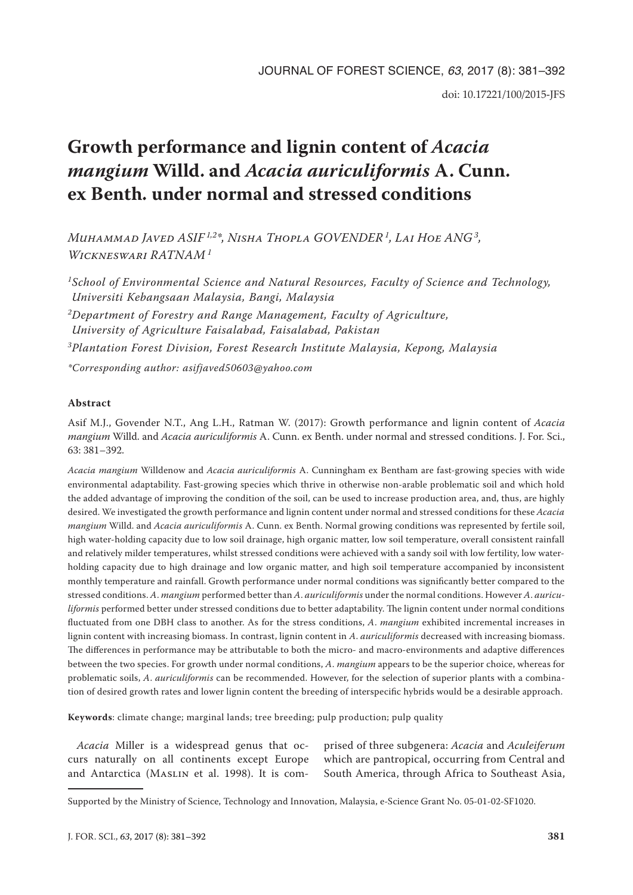doi: 10.17221/100/2015-JFS

# Growth performance and lignin content of *Acacia mangium* Willd. and *Acacia auriculiformis* A. Cunn. ex Benth. under normal and stressed conditions

*Muhammad Javed ASIF*[1,2*], *Nisha Thopla GOVENDER*[1], *Lai Hoe ANG*[3], *Wickneswari RATNAM*[1]

[1]*School of Environmental Science and Natural Resources, Faculty of Science and Technology, Universiti Kebangsaan Malaysia, Bangi, Malaysia*

[2]*Department of Forestry and Range Management, Faculty of Agriculture, University of Agriculture Faisalabad, Faisalabad, Pakistan*

[3]*Plantation Forest Division, Forest Research Institute Malaysia, Kepong, Malaysia*

*\*Corresponding author: asifjaved50603@yahoo.com*

## Abstract

Asif M.J., Govender N.T., Ang L.H., Ratman W. (2017): Growth performance and lignin content of *Acacia mangium* Willd. and *Acacia auriculiformis* A. Cunn. ex Benth. under normal and stressed conditions. J. For. Sci., 63: 381–392.

*Acacia mangium* Willdenow and *Acacia auriculiformis* A. Cunningham ex Bentham are fast-growing species with wide environmental adaptability. Fast-growing species which thrive in otherwise non-arable problematic soil and which hold the added advantage of improving the condition of the soil, can be used to increase production area, and, thus, are highly desired. We investigated the growth performance and lignin content under normal and stressed conditions for these *Acacia mangium* Willd. and *Acacia auriculiformis* A. Cunn. ex Benth. Normal growing conditions was represented by fertile soil, high water-holding capacity due to low soil drainage, high organic matter, low soil temperature, overall consistent rainfall and relatively milder temperatures, whilst stressed conditions were achieved with a sandy soil with low fertility, low water-holding capacity due to high drainage and low organic matter, and high soil temperature accompanied by inconsistent monthly temperature and rainfall. Growth performance under normal conditions was significantly better compared to the stressed conditions. *A. mangium* performed better than *A. auriculiformis* under the normal conditions. However *A. auriculiformis* performed better under stressed conditions due to better adaptability. The lignin content under normal conditions fluctuated from one DBH class to another. As for the stress conditions, *A. mangium* exhibited incremental increases in lignin content with increasing biomass. In contrast, lignin content in *A. auriculiformis* decreased with increasing biomass. The differences in performance may be attributable to both the micro- and macro-environments and adaptive differences between the two species. For growth under normal conditions, *A. mangium* appears to be the superior choice, whereas for problematic soils, *A. auriculiformis* can be recommended. However, for the selection of superior plants with a combination of desired growth rates and lower lignin content the breeding of interspecific hybrids would be a desirable approach.

**Keywords**: climate change; marginal lands; tree breeding; pulp production; pulp quality

*Acacia* Miller is a widespread genus that occurs naturally on all continents except Europe and Antarctica (Maslin et al. 1998). It is comprised of three subgenera: *Acacia* and *Aculeiferum* which are pantropical, occurring from Central and South America, through Africa to Southeast Asia,

---

Supported by the Ministry of Science, Technology and Innovation, Malaysia, e-Science Grant No. 05-01-02-SF1020.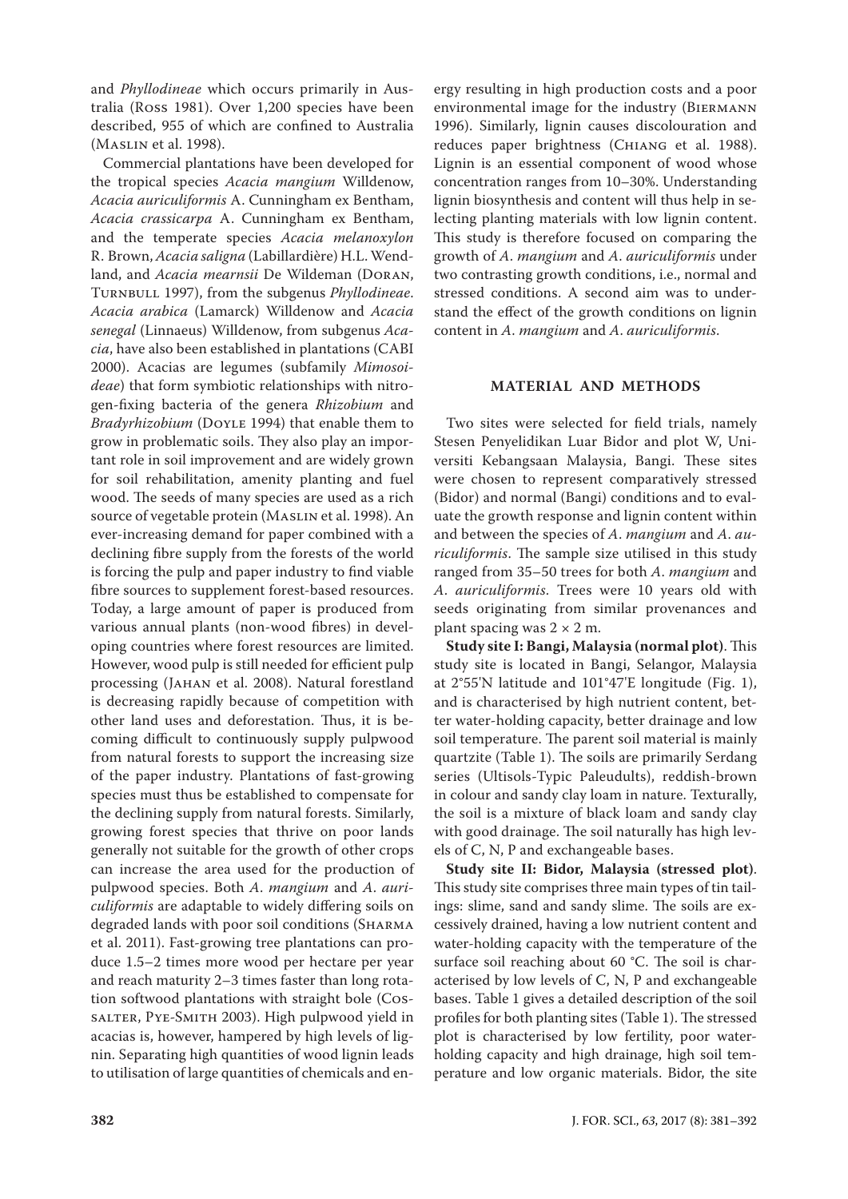and *Phyllodineae* which occurs primarily in Australia (Ross 1981). Over 1,200 species have been described, 955 of which are confined to Australia (Maslin et al. 1998).

Commercial plantations have been developed for the tropical species *Acacia mangium* Willdenow, *Acacia auriculiformis* A. Cunningham ex Bentham, *Acacia crassicarpa* A. Cunningham ex Bentham, and the temperate species *Acacia melanoxylon* R. Brown, *Acacia saligna* (Labillardière) H.L. Wendland, and *Acacia mearnsii* De Wildeman (Doran, Turnbull 1997), from the subgenus *Phyllodineae*. *Acacia arabica* (Lamarck) Willdenow and *Acacia senegal* (Linnaeus) Willdenow, from subgenus *Acacia*, have also been established in plantations (CABI 2000). Acacias are legumes (subfamily *Mimosoideae*) that form symbiotic relationships with nitrogen-fixing bacteria of the genera *Rhizobium* and *Bradyrhizobium* (Doyle 1994) that enable them to grow in problematic soils. They also play an important role in soil improvement and are widely grown for soil rehabilitation, amenity planting and fuel wood. The seeds of many species are used as a rich source of vegetable protein (Maslin et al. 1998). An ever-increasing demand for paper combined with a declining fibre supply from the forests of the world is forcing the pulp and paper industry to find viable fibre sources to supplement forest-based resources. Today, a large amount of paper is produced from various annual plants (non-wood fibres) in developing countries where forest resources are limited. However, wood pulp is still needed for efficient pulp processing (Jahan et al. 2008). Natural forestland is decreasing rapidly because of competition with other land uses and deforestation. Thus, it is becoming difficult to continuously supply pulpwood from natural forests to support the increasing size of the paper industry. Plantations of fast-growing species must thus be established to compensate for the declining supply from natural forests. Similarly, growing forest species that thrive on poor lands generally not suitable for the growth of other crops can increase the area used for the production of pulpwood species. Both *A. mangium* and *A. auriculiformis* are adaptable to widely differing soils on degraded lands with poor soil conditions (Sharma et al. 2011). Fast-growing tree plantations can produce 1.5–2 times more wood per hectare per year and reach maturity 2–3 times faster than long rotation softwood plantations with straight bole (Cossalter, Pye-Smith 2003). High pulpwood yield in acacias is, however, hampered by high levels of lignin. Separating high quantities of wood lignin leads to utilisation of large quantities of chemicals and energy resulting in high production costs and a poor environmental image for the industry (Biermann 1996). Similarly, lignin causes discolouration and reduces paper brightness (Chiang et al. 1988). Lignin is an essential component of wood whose concentration ranges from 10–30%. Understanding lignin biosynthesis and content will thus help in selecting planting materials with low lignin content. This study is therefore focused on comparing the growth of *A. mangium* and *A. auriculiformis* under two contrasting growth conditions, i.e., normal and stressed conditions. A second aim was to understand the effect of the growth conditions on lignin content in *A. mangium* and *A. auriculiformis*.

## MATERIAL AND METHODS

Two sites were selected for field trials, namely Stesen Penyelidikan Luar Bidor and plot W, Universiti Kebangsaan Malaysia, Bangi. These sites were chosen to represent comparatively stressed (Bidor) and normal (Bangi) conditions and to evaluate the growth response and lignin content within and between the species of *A. mangium* and *A. auriculiformis*. The sample size utilised in this study ranged from 35–50 trees for both *A. mangium* and *A. auriculiformis*. Trees were 10 years old with seeds originating from similar provenances and plant spacing was 2 × 2 m.

**Study site I: Bangi, Malaysia (normal plot)**. This study site is located in Bangi, Selangor, Malaysia at 2°55'N latitude and 101°47'E longitude (Fig. 1), and is characterised by high nutrient content, better water-holding capacity, better drainage and low soil temperature. The parent soil material is mainly quartzite (Table 1). The soils are primarily Serdang series (Ultisols-Typic Paleudults), reddish-brown in colour and sandy clay loam in nature. Texturally, the soil is a mixture of black loam and sandy clay with good drainage. The soil naturally has high levels of C, N, P and exchangeable bases.

**Study site II: Bidor, Malaysia (stressed plot)**. This study site comprises three main types of tin tailings: slime, sand and sandy slime. The soils are excessively drained, having a low nutrient content and water-holding capacity with the temperature of the surface soil reaching about 60 °C. The soil is characterised by low levels of C, N, P and exchangeable bases. Table 1 gives a detailed description of the soil profiles for both planting sites (Table 1). The stressed plot is characterised by low fertility, poor water-holding capacity and high drainage, high soil temperature and low organic materials. Bidor, the site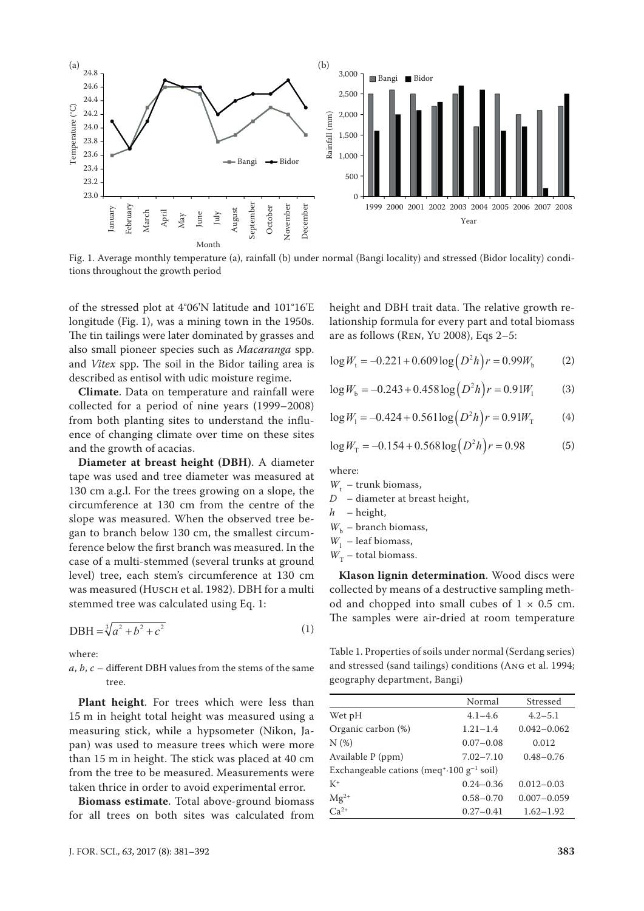Fig. 1. Average monthly temperature (a), rainfall (b) under normal (Bangi locality) and stressed (Bidor locality) conditions throughout the growth period

of the stressed plot at 4°06'N latitude and 101°16'E longitude (Fig. 1), was a mining town in the 1950s. The tin tailings were later dominated by grasses and also small pioneer species such as *Macaranga* spp. and *Vitex* spp. The soil in the Bidor tailing area is described as entisol with udic moisture regime.

**Climate**. Data on temperature and rainfall were collected for a period of nine years (1999–2008) from both planting sites to understand the influence of changing climate over time on these sites and the growth of acacias.

**Diameter at breast height (DBH)**. A diameter tape was used and tree diameter was measured at 130 cm a.g.l. For the trees growing on a slope, the circumference at 130 cm from the centre of the slope was measured. When the observed tree began to branch below 130 cm, the smallest circumference below the first branch was measured. In the case of a multi-stemmed (several trunks at ground level) tree, each stem's circumference at 130 cm was measured (Husch et al. 1982). DBH for a multi stemmed tree was calculated using Eq. 1:

$$\text{DBH} = \sqrt[3]{a^2 + b^2 + c^2} \tag{1}$$

where:

$a$, $b$, $c$ – different DBH values from the stems of the same tree.

**Plant height**. For trees which were less than 15 m in height total height was measured using a measuring stick, while a hypsometer (Nikon, Japan) was used to measure trees which were more than 15 m in height. The stick was placed at 40 cm from the tree to be measured. Measurements were taken thrice in order to avoid experimental error.

**Biomass estimate**. Total above-ground biomass for all trees on both sites was calculated from height and DBH trait data. The relative growth relationship formula for every part and total biomass are as follows (Ren, Yu 2008), Eqs 2–5:

$$\log W_t = -0.221 + 0.609 \log\left(D^2 h\right) r = 0.99 W_b \tag{2}$$

$$\log W_b = -0.243 + 0.458 \log\left(D^2 h\right) r = 0.91 W_l \tag{3}$$

$$\log W_l = -0.424 + 0.561 \log\left(D^2 h\right) r = 0.91 W_T \tag{4}$$

$$\log W_T = -0.154 + 0.568 \log\left(D^2 h\right) r = 0.98 \tag{5}$$

where:

$W_t$ – trunk biomass,

$D$ – diameter at breast height,

$h$ – height,

$W_b$ – branch biomass,

$W_l$ – leaf biomass,

$W_T$ – total biomass.

**Klason lignin determination**. Wood discs were collected by means of a destructive sampling method and chopped into small cubes of 1 × 0.5 cm. The samples were air-dried at room temperature

Table 1. Properties of soils under normal (Serdang series) and stressed (sand tailings) conditions (Ang et al. 1994; geography department, Bangi)

| | Normal | Stressed |
|---|---|---|
| Wet pH | 4.1–4.6 | 4.2–5.1 |
| Organic carbon (%) | 1.21–1.4 | 0.042–0.062 |
| N (%) | 0.07–0.08 | 0.012 |
| Available P (ppm) | 7.02–7.10 | 0.48–0.76 |
| Exchangeable cations (meq$^+$·100 g$^{-1}$ soil) | | |
| $K^+$ | 0.24–0.36 | 0.012–0.03 |
| $Mg^{2+}$ | 0.58–0.70 | 0.007–0.059 |
| $Ca^{2+}$ | 0.27–0.41 | 1.62–1.92 |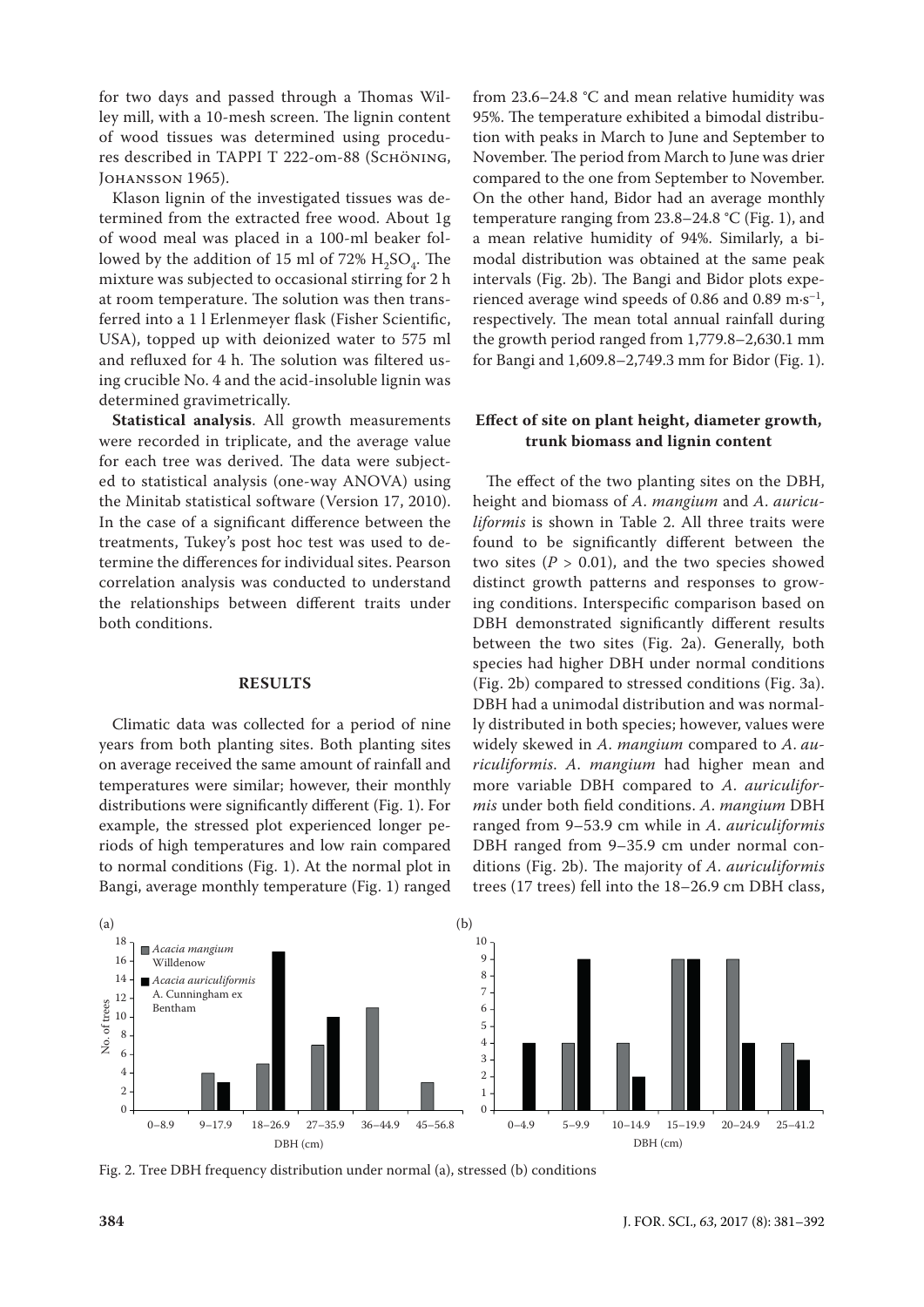for two days and passed through a Thomas Willey mill, with a 10-mesh screen. The lignin content of wood tissues was determined using procedures described in TAPPI T 222-om-88 (Schöning, Johansson 1965).

Klason lignin of the investigated tissues was determined from the extracted free wood. About 1g of wood meal was placed in a 100-ml beaker followed by the addition of 15 ml of 72% $H_2SO_4$. The mixture was subjected to occasional stirring for 2 h at room temperature. The solution was then transferred into a 1 l Erlenmeyer flask (Fisher Scientific, USA), topped up with deionized water to 575 ml and refluxed for 4 h. The solution was filtered using crucible No. 4 and the acid-insoluble lignin was determined gravimetrically.

**Statistical analysis**. All growth measurements were recorded in triplicate, and the average value for each tree was derived. The data were subjected to statistical analysis (one-way ANOVA) using the Minitab statistical software (Version 17, 2010). In the case of a significant difference between the treatments, Tukey's post hoc test was used to determine the differences for individual sites. Pearson correlation analysis was conducted to understand the relationships between different traits under both conditions.

## RESULTS

Climatic data was collected for a period of nine years from both planting sites. Both planting sites on average received the same amount of rainfall and temperatures were similar; however, their monthly distributions were significantly different (Fig. 1). For example, the stressed plot experienced longer periods of high temperatures and low rain compared to normal conditions (Fig. 1). At the normal plot in Bangi, average monthly temperature (Fig. 1) ranged from 23.6–24.8 °C and mean relative humidity was 95%. The temperature exhibited a bimodal distribution with peaks in March to June and September to November. The period from March to June was drier compared to the one from September to November. On the other hand, Bidor had an average monthly temperature ranging from 23.8–24.8 °C (Fig. 1), and a mean relative humidity of 94%. Similarly, a bimodal distribution was obtained at the same peak intervals (Fig. 2b). The Bangi and Bidor plots experienced average wind speeds of 0.86 and 0.89 $m\cdot s^{-1}$, respectively. The mean total annual rainfall during the growth period ranged from 1,779.8–2,630.1 mm for Bangi and 1,609.8–2,749.3 mm for Bidor (Fig. 1).

### Effect of site on plant height, diameter growth, trunk biomass and lignin content

The effect of the two planting sites on the DBH, height and biomass of *A. mangium* and *A. auriculiformis* is shown in Table 2. All three traits were found to be significantly different between the two sites ($P > 0.01$), and the two species showed distinct growth patterns and responses to growing conditions. Interspecific comparison based on DBH demonstrated significantly different results between the two sites (Fig. 2a). Generally, both species had higher DBH under normal conditions (Fig. 2b) compared to stressed conditions (Fig. 3a). DBH had a unimodal distribution and was normally distributed in both species; however, values were widely skewed in *A. mangium* compared to *A. auriculiformis*. *A. mangium* had higher mean and more variable DBH compared to *A. auriculiformis* under both field conditions. *A. mangium* DBH ranged from 9–53.9 cm while in *A. auriculiformis* DBH ranged from 9–35.9 cm under normal conditions (Fig. 2b). The majority of *A. auriculiformis* trees (17 trees) fell into the 18–26.9 cm DBH class,

Fig. 2. Tree DBH frequency distribution under normal (a), stressed (b) conditions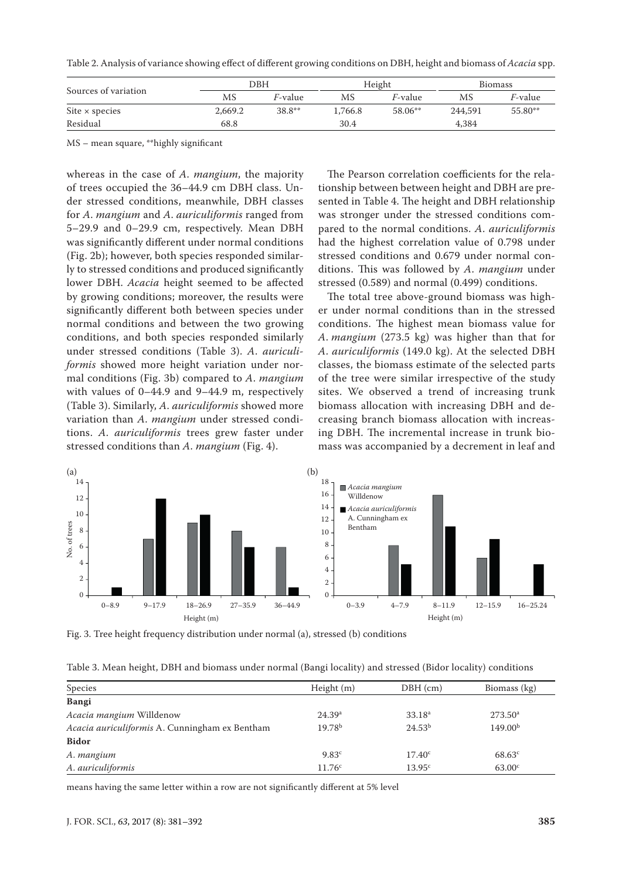Table 2. Analysis of variance showing effect of different growing conditions on DBH, height and biomass of *Acacia* spp.

| Sources of variation | DBH | | Height | | Biomass | |
|---|---|---|---|---|---|---|
| | MS | *F*-value | MS | *F*-value | MS | *F*-value |
| Site × species | 2,669.2 | 38.8** | 1,766.8 | 58.06** | 244,591 | 55.80** |
| Residual | 68.8 | | 30.4 | | 4,384 | |

MS – mean square, **highly significant

whereas in the case of *A. mangium*, the majority of trees occupied the 36–44.9 cm DBH class. Under stressed conditions, meanwhile, DBH classes for *A. mangium* and *A. auriculiformis* ranged from 5–29.9 and 0–29.9 cm, respectively. Mean DBH was significantly different under normal conditions (Fig. 2b); however, both species responded similarly to stressed conditions and produced significantly lower DBH. *Acacia* height seemed to be affected by growing conditions; moreover, the results were significantly different both between species under normal conditions and between the two growing conditions, and both species responded similarly under stressed conditions (Table 3). *A. auriculiformis* showed more height variation under normal conditions (Fig. 3b) compared to *A. mangium* with values of 0–44.9 and 9–44.9 m, respectively (Table 3). Similarly, *A. auriculiformis* showed more variation than *A. mangium* under stressed conditions. *A. auriculiformis* trees grew faster under stressed conditions than *A. mangium* (Fig. 4).

The Pearson correlation coefficients for the relationship between between height and DBH are presented in Table 4. The height and DBH relationship was stronger under the stressed conditions compared to the normal conditions. *A. auriculiformis* had the highest correlation value of 0.798 under stressed conditions and 0.679 under normal conditions. This was followed by *A. mangium* under stressed (0.589) and normal (0.499) conditions.

The total tree above-ground biomass was higher under normal conditions than in the stressed conditions. The highest mean biomass value for *A. mangium* (273.5 kg) was higher than that for *A. auriculiformis* (149.0 kg). At the selected DBH classes, the biomass estimate of the selected parts of the tree were similar irrespective of the study sites. We observed a trend of increasing trunk biomass allocation with increasing DBH and decreasing branch biomass allocation with increasing DBH. The incremental increase in trunk biomass was accompanied by a decrement in leaf and

Fig. 3. Tree height frequency distribution under normal (a), stressed (b) conditions

Table 3. Mean height, DBH and biomass under normal (Bangi locality) and stressed (Bidor locality) conditions

| Species | Height (m) | DBH (cm) | Biomass (kg) |
|---|---|---|---|
| **Bangi** | | | |
| *Acacia mangium* Willdenow | 24.39[a] | 33.18[a] | 273.50[a] |
| *Acacia auriculiformis* A. Cunningham ex Bentham | 19.78[b] | 24.53[b] | 149.00[b] |
| **Bidor** | | | |
| *A. mangium* | 9.83[c] | 17.40[c] | 68.63[c] |
| *A. auriculiformis* | 11.76[c] | 13.95[c] | 63.00[c] |

means having the same letter within a row are not significantly different at 5% level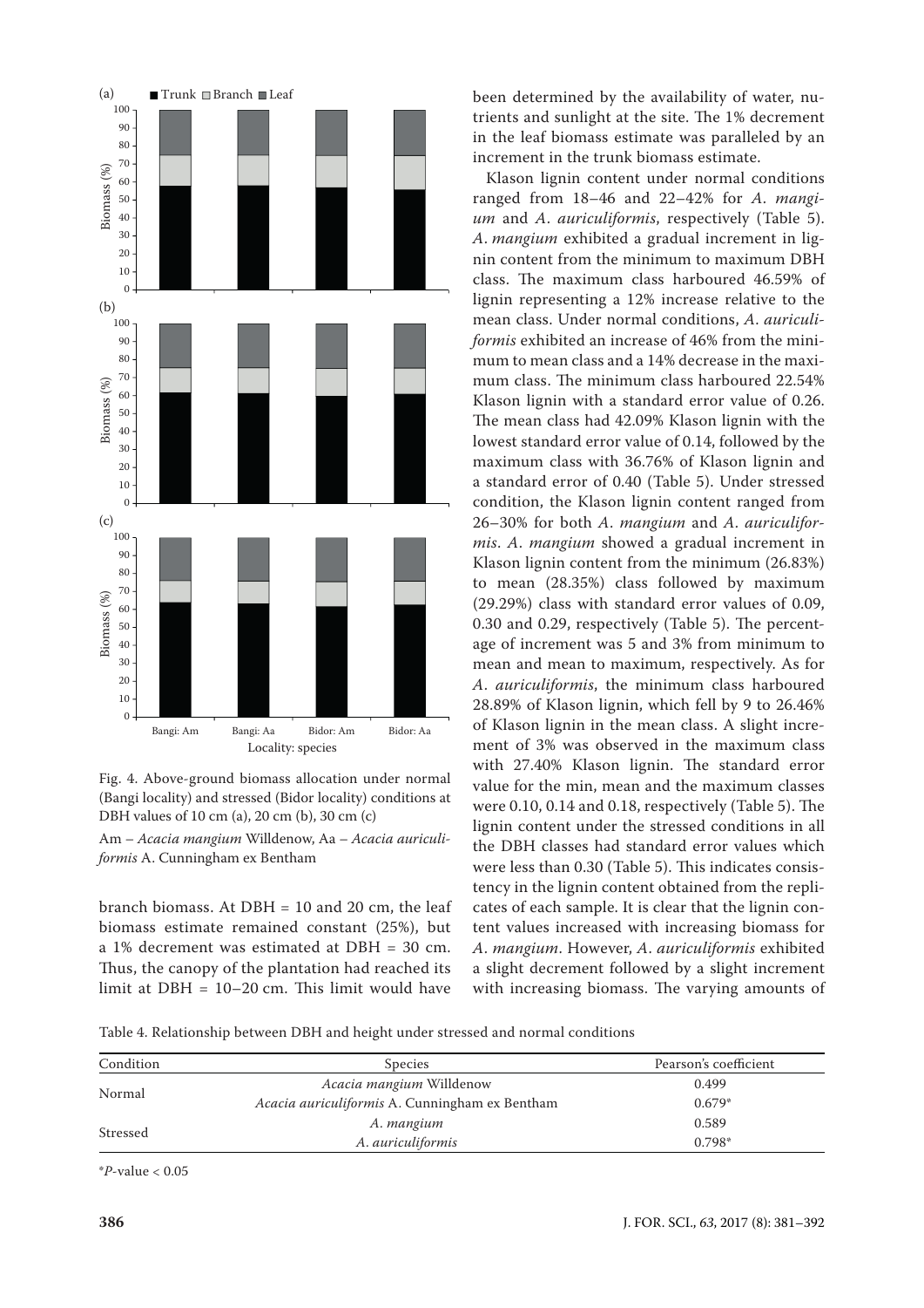Fig. 4. Above-ground biomass allocation under normal (Bangi locality) and stressed (Bidor locality) conditions at DBH values of 10 cm (a), 20 cm (b), 30 cm (c)

Am – *Acacia mangium* Willdenow, Aa – *Acacia auriculiformis* A. Cunningham ex Bentham

branch biomass. At DBH = 10 and 20 cm, the leaf biomass estimate remained constant (25%), but a 1% decrement was estimated at DBH = 30 cm. Thus, the canopy of the plantation had reached its limit at DBH = 10–20 cm. This limit would have been determined by the availability of water, nutrients and sunlight at the site. The 1% decrement in the leaf biomass estimate was paralleled by an increment in the trunk biomass estimate.

Klason lignin content under normal conditions ranged from 18–46 and 22–42% for *A. mangium* and *A. auriculiformis*, respectively (Table 5). *A. mangium* exhibited a gradual increment in lignin content from the minimum to maximum DBH class. The maximum class harboured 46.59% of lignin representing a 12% increase relative to the mean class. Under normal conditions, *A. auriculiformis* exhibited an increase of 46% from the minimum to mean class and a 14% decrease in the maximum class. The minimum class harboured 22.54% Klason lignin with a standard error value of 0.26. The mean class had 42.09% Klason lignin with the lowest standard error value of 0.14, followed by the maximum class with 36.76% of Klason lignin and a standard error of 0.40 (Table 5). Under stressed condition, the Klason lignin content ranged from 26–30% for both *A. mangium* and *A. auriculiformis*. *A. mangium* showed a gradual increment in Klason lignin content from the minimum (26.83%) to mean (28.35%) class followed by maximum (29.29%) class with standard error values of 0.09, 0.30 and 0.29, respectively (Table 5). The percentage of increment was 5 and 3% from minimum to mean and mean to maximum, respectively. As for *A. auriculiformis*, the minimum class harboured 28.89% of Klason lignin, which fell by 9 to 26.46% of Klason lignin in the mean class. A slight increment of 3% was observed in the maximum class with 27.40% Klason lignin. The standard error value for the min, mean and the maximum classes were 0.10, 0.14 and 0.18, respectively (Table 5). The lignin content under the stressed conditions in all the DBH classes had standard error values which were less than 0.30 (Table 5). This indicates consistency in the lignin content obtained from the replicates of each sample. It is clear that the lignin content values increased with increasing biomass for *A. mangium*. However, *A. auriculiformis* exhibited a slight decrement followed by a slight increment with increasing biomass. The varying amounts of

Table 4. Relationship between DBH and height under stressed and normal conditions

| Condition | Species | Pearson's coefficient |
|---|---|---|
| Normal | *Acacia mangium* Willdenow | 0.499 |
| | *Acacia auriculiformis* A. Cunningham ex Bentham | 0.679* |
| Stressed | *A. mangium* | 0.589 |
| | *A. auriculiformis* | 0.798* |

**P*-value < 0.05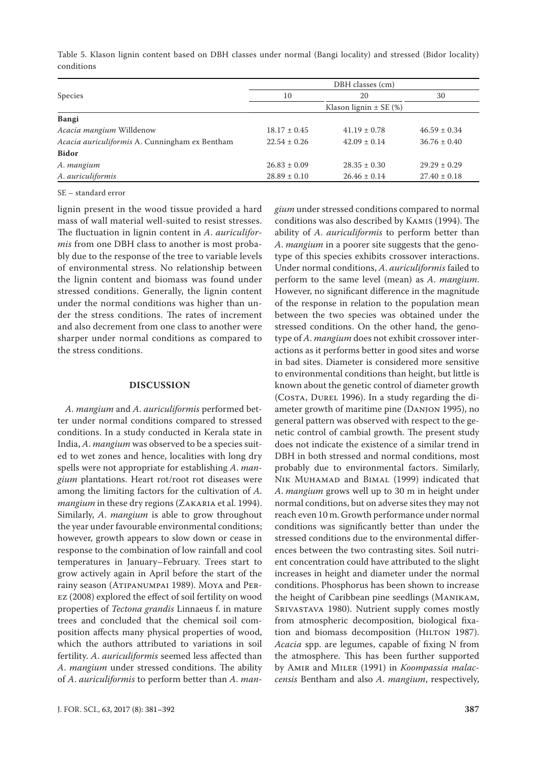Table 5. Klason lignin content based on DBH classes under normal (Bangi locality) and stressed (Bidor locality) conditions

| Species | DBH classes (cm) | | |
|---|---|---|---|
| | 10 | 20 | 30 |
| | Klason lignin ± SE (%) | | |
| **Bangi** | | | |
| *Acacia mangium* Willdenow | 18.17 ± 0.45 | 41.19 ± 0.78 | 46.59 ± 0.34 |
| *Acacia auriculiformis* A. Cunningham ex Bentham | 22.54 ± 0.26 | 42.09 ± 0.14 | 36.76 ± 0.40 |
| **Bidor** | | | |
| *A. mangium* | 26.83 ± 0.09 | 28.35 ± 0.30 | 29.29 ± 0.29 |
| *A. auriculiformis* | 28.89 ± 0.10 | 26.46 ± 0.14 | 27.40 ± 0.18 |

SE – standard error

lignin present in the wood tissue provided a hard mass of wall material well-suited to resist stresses. The fluctuation in lignin content in *A. auriculiformis* from one DBH class to another is most probably due to the response of the tree to variable levels of environmental stress. No relationship between the lignin content and biomass was found under stressed conditions. Generally, the lignin content under the normal conditions was higher than under the stress conditions. The rates of increment and also decrement from one class to another were sharper under normal conditions as compared to the stress conditions.

## DISCUSSION

*A. mangium* and *A. auriculiformis* performed better under normal conditions compared to stressed conditions. In a study conducted in Kerala state in India, *A. mangium* was observed to be a species suited to wet zones and hence, localities with long dry spells were not appropriate for establishing *A. mangium* plantations. Heart rot/root rot diseases were among the limiting factors for the cultivation of *A. mangium* in these dry regions (Zakaria et al. 1994). Similarly, *A. mangium* is able to grow throughout the year under favourable environmental conditions; however, growth appears to slow down or cease in response to the combination of low rainfall and cool temperatures in January–February. Trees start to grow actively again in April before the start of the rainy season (Atipanumpai 1989). Moya and Perez (2008) explored the effect of soil fertility on wood properties of *Tectona grandis* Linnaeus f. in mature trees and concluded that the chemical soil composition affects many physical properties of wood, which the authors attributed to variations in soil fertility. *A. auriculiformis* seemed less affected than *A. mangium* under stressed conditions. The ability of *A. auriculiformis* to perform better than *A. mangium* under stressed conditions compared to normal conditions was also described by Kamis (1994). The ability of *A. auriculiformis* to perform better than *A. mangium* in a poorer site suggests that the genotype of this species exhibits crossover interactions. Under normal conditions, *A. auriculiformis* failed to perform to the same level (mean) as *A. mangium*. However, no significant difference in the magnitude of the response in relation to the population mean between the two species was obtained under the stressed conditions. On the other hand, the genotype of *A. mangium* does not exhibit crossover interactions as it performs better in good sites and worse in bad sites. Diameter is considered more sensitive to environmental conditions than height, but little is known about the genetic control of diameter growth (Costa, Durel 1996). In a study regarding the diameter growth of maritime pine (Danjon 1995), no general pattern was observed with respect to the genetic control of cambial growth. The present study does not indicate the existence of a similar trend in DBH in both stressed and normal conditions, most probably due to environmental factors. Similarly, Nik Muhamad and Bimal (1999) indicated that *A. mangium* grows well up to 30 m in height under normal conditions, but on adverse sites they may not reach even 10 m. Growth performance under normal conditions was significantly better than under the stressed conditions due to the environmental differences between the two contrasting sites. Soil nutrient concentration could have attributed to the slight increases in height and diameter under the normal conditions. Phosphorus has been shown to increase the height of Caribbean pine seedlings (Manikam, Srivastava 1980). Nutrient supply comes mostly from atmospheric decomposition, biological fixation and biomass decomposition (Hilton 1987). *Acacia* spp. are legumes, capable of fixing N from the atmosphere. This has been further supported by Amir and Miler (1991) in *Koompassia malaccensis* Bentham and also *A. mangium*, respectively,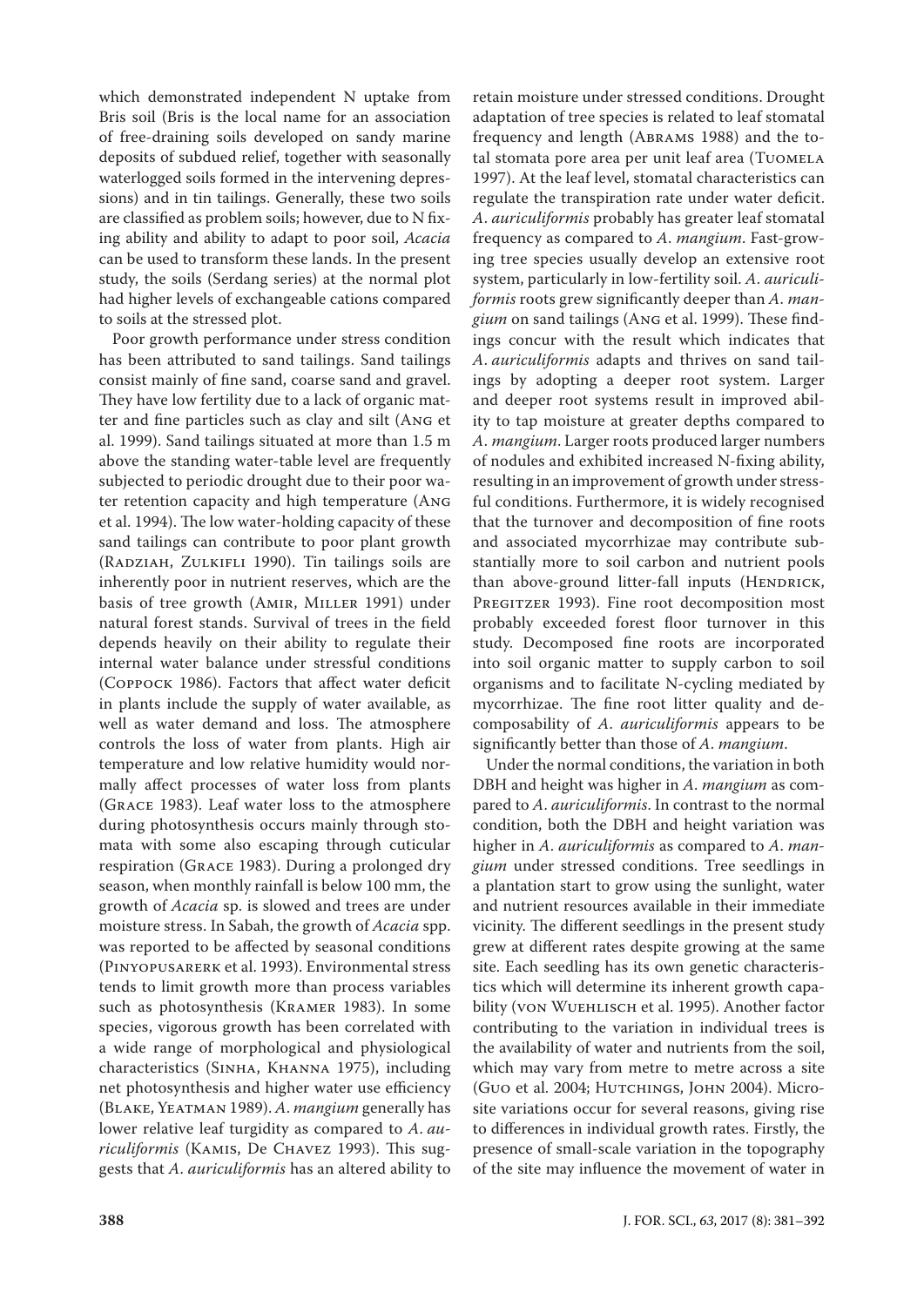which demonstrated independent N uptake from Bris soil (Bris is the local name for an association of free-draining soils developed on sandy marine deposits of subdued relief, together with seasonally waterlogged soils formed in the intervening depressions) and in tin tailings. Generally, these two soils are classified as problem soils; however, due to N fixing ability and ability to adapt to poor soil, *Acacia* can be used to transform these lands. In the present study, the soils (Serdang series) at the normal plot had higher levels of exchangeable cations compared to soils at the stressed plot.

Poor growth performance under stress condition has been attributed to sand tailings. Sand tailings consist mainly of fine sand, coarse sand and gravel. They have low fertility due to a lack of organic matter and fine particles such as clay and silt (Ang et al. 1999). Sand tailings situated at more than 1.5 m above the standing water-table level are frequently subjected to periodic drought due to their poor water retention capacity and high temperature (Ang et al. 1994). The low water-holding capacity of these sand tailings can contribute to poor plant growth (Radziah, Zulkifli 1990). Tin tailings soils are inherently poor in nutrient reserves, which are the basis of tree growth (Amir, Miller 1991) under natural forest stands. Survival of trees in the field depends heavily on their ability to regulate their internal water balance under stressful conditions (Coppock 1986). Factors that affect water deficit in plants include the supply of water available, as well as water demand and loss. The atmosphere controls the loss of water from plants. High air temperature and low relative humidity would normally affect processes of water loss from plants (Grace 1983). Leaf water loss to the atmosphere during photosynthesis occurs mainly through stomata with some also escaping through cuticular respiration (Grace 1983). During a prolonged dry season, when monthly rainfall is below 100 mm, the growth of *Acacia* sp. is slowed and trees are under moisture stress. In Sabah, the growth of *Acacia* spp. was reported to be affected by seasonal conditions (Pinyopusarerk et al. 1993). Environmental stress tends to limit growth more than process variables such as photosynthesis (Kramer 1983). In some species, vigorous growth has been correlated with a wide range of morphological and physiological characteristics (Sinha, Khanna 1975), including net photosynthesis and higher water use efficiency (Blake, Yeatman 1989). *A. mangium* generally has lower relative leaf turgidity as compared to *A. auriculiformis* (Kamis, De Chavez 1993). This suggests that *A. auriculiformis* has an altered ability to retain moisture under stressed conditions. Drought adaptation of tree species is related to leaf stomatal frequency and length (Abrams 1988) and the total stomata pore area per unit leaf area (Tuomela 1997). At the leaf level, stomatal characteristics can regulate the transpiration rate under water deficit. *A. auriculiformis* probably has greater leaf stomatal frequency as compared to *A. mangium*. Fast-growing tree species usually develop an extensive root system, particularly in low-fertility soil. *A. auriculiformis* roots grew significantly deeper than *A. mangium* on sand tailings (Ang et al. 1999). These findings concur with the result which indicates that *A. auriculiformis* adapts and thrives on sand tailings by adopting a deeper root system. Larger and deeper root systems result in improved ability to tap moisture at greater depths compared to *A. mangium*. Larger roots produced larger numbers of nodules and exhibited increased N-fixing ability, resulting in an improvement of growth under stressful conditions. Furthermore, it is widely recognised that the turnover and decomposition of fine roots and associated mycorrhizae may contribute substantially more to soil carbon and nutrient pools than above-ground litter-fall inputs (Hendrick, Pregitzer 1993). Fine root decomposition most probably exceeded forest floor turnover in this study. Decomposed fine roots are incorporated into soil organic matter to supply carbon to soil organisms and to facilitate N-cycling mediated by mycorrhizae. The fine root litter quality and decomposability of *A. auriculiformis* appears to be significantly better than those of *A. mangium*.

Under the normal conditions, the variation in both DBH and height was higher in *A. mangium* as compared to *A. auriculiformis*. In contrast to the normal condition, both the DBH and height variation was higher in *A. auriculiformis* as compared to *A. mangium* under stressed conditions. Tree seedlings in a plantation start to grow using the sunlight, water and nutrient resources available in their immediate vicinity. The different seedlings in the present study grew at different rates despite growing at the same site. Each seedling has its own genetic characteristics which will determine its inherent growth capability (von Wuehlisch et al. 1995). Another factor contributing to the variation in individual trees is the availability of water and nutrients from the soil, which may vary from metre to metre across a site (Guo et al. 2004; Hutchings, John 2004). Microsite variations occur for several reasons, giving rise to differences in individual growth rates. Firstly, the presence of small-scale variation in the topography of the site may influence the movement of water in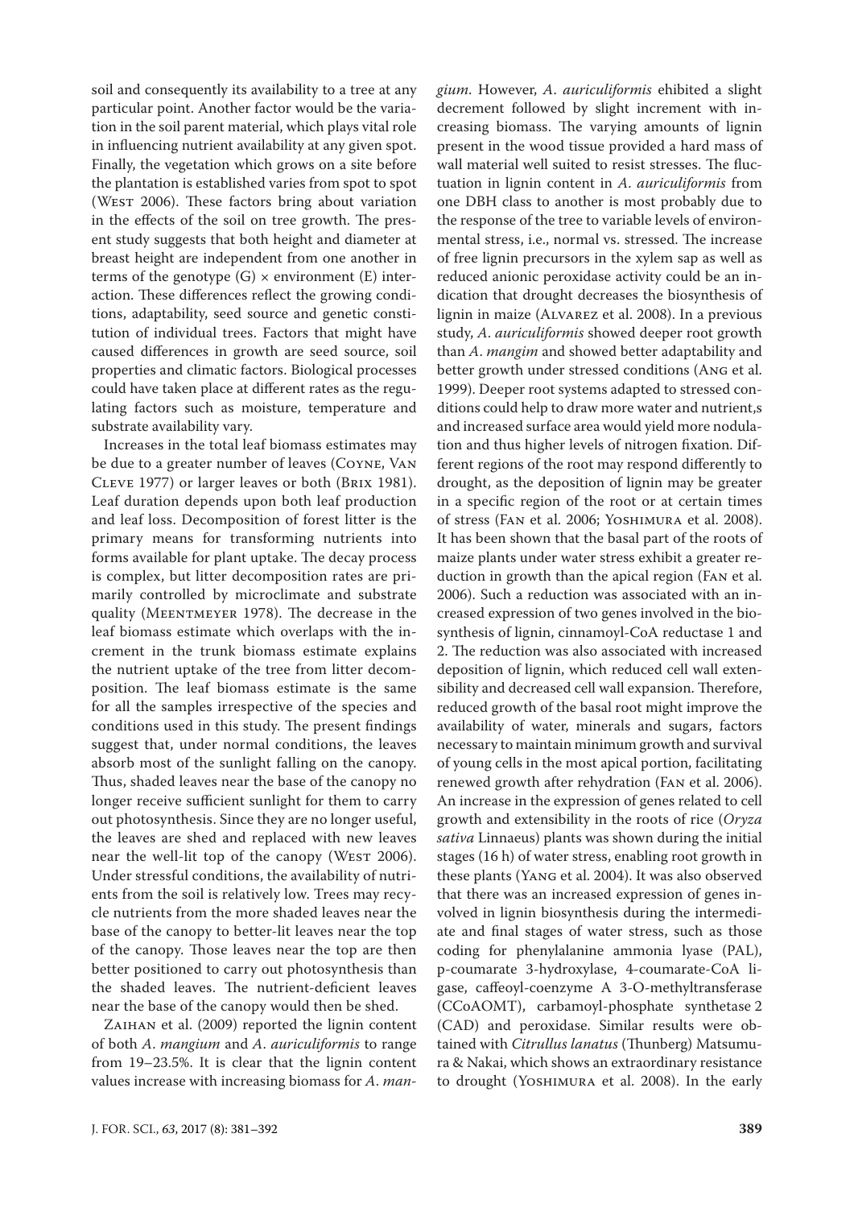soil and consequently its availability to a tree at any particular point. Another factor would be the variation in the soil parent material, which plays vital role in influencing nutrient availability at any given spot. Finally, the vegetation which grows on a site before the plantation is established varies from spot to spot (West 2006). These factors bring about variation in the effects of the soil on tree growth. The present study suggests that both height and diameter at breast height are independent from one another in terms of the genotype (G) × environment (E) interaction. These differences reflect the growing conditions, adaptability, seed source and genetic constitution of individual trees. Factors that might have caused differences in growth are seed source, soil properties and climatic factors. Biological processes could have taken place at different rates as the regulating factors such as moisture, temperature and substrate availability vary.

Increases in the total leaf biomass estimates may be due to a greater number of leaves (Coyne, Van Cleve 1977) or larger leaves or both (Brix 1981). Leaf duration depends upon both leaf production and leaf loss. Decomposition of forest litter is the primary means for transforming nutrients into forms available for plant uptake. The decay process is complex, but litter decomposition rates are primarily controlled by microclimate and substrate quality (Meentmeyer 1978). The decrease in the leaf biomass estimate which overlaps with the increment in the trunk biomass estimate explains the nutrient uptake of the tree from litter decomposition. The leaf biomass estimate is the same for all the samples irrespective of the species and conditions used in this study. The present findings suggest that, under normal conditions, the leaves absorb most of the sunlight falling on the canopy. Thus, shaded leaves near the base of the canopy no longer receive sufficient sunlight for them to carry out photosynthesis. Since they are no longer useful, the leaves are shed and replaced with new leaves near the well-lit top of the canopy (West 2006). Under stressful conditions, the availability of nutrients from the soil is relatively low. Trees may recycle nutrients from the more shaded leaves near the base of the canopy to better-lit leaves near the top of the canopy. Those leaves near the top are then better positioned to carry out photosynthesis than the shaded leaves. The nutrient-deficient leaves near the base of the canopy would then be shed.

Zaihan et al. (2009) reported the lignin content of both *A. mangium* and *A. auriculiformis* to range from 19–23.5%. It is clear that the lignin content values increase with increasing biomass for *A. mangium*. However, *A. auriculiformis* ehibited a slight decrement followed by slight increment with increasing biomass. The varying amounts of lignin present in the wood tissue provided a hard mass of wall material well suited to resist stresses. The fluctuation in lignin content in *A. auriculiformis* from one DBH class to another is most probably due to the response of the tree to variable levels of environmental stress, i.e., normal vs. stressed. The increase of free lignin precursors in the xylem sap as well as reduced anionic peroxidase activity could be an indication that drought decreases the biosynthesis of lignin in maize (Alvarez et al. 2008). In a previous study, *A. auriculiformis* showed deeper root growth than *A. mangim* and showed better adaptability and better growth under stressed conditions (Ang et al. 1999). Deeper root systems adapted to stressed conditions could help to draw more water and nutrient,s and increased surface area would yield more nodulation and thus higher levels of nitrogen fixation. Different regions of the root may respond differently to drought, as the deposition of lignin may be greater in a specific region of the root or at certain times of stress (Fan et al. 2006; Yoshimura et al. 2008). It has been shown that the basal part of the roots of maize plants under water stress exhibit a greater reduction in growth than the apical region (Fan et al. 2006). Such a reduction was associated with an increased expression of two genes involved in the biosynthesis of lignin, cinnamoyl-CoA reductase 1 and 2. The reduction was also associated with increased deposition of lignin, which reduced cell wall extensibility and decreased cell wall expansion. Therefore, reduced growth of the basal root might improve the availability of water, minerals and sugars, factors necessary to maintain minimum growth and survival of young cells in the most apical portion, facilitating renewed growth after rehydration (Fan et al. 2006). An increase in the expression of genes related to cell growth and extensibility in the roots of rice (*Oryza sativa* Linnaeus) plants was shown during the initial stages (16 h) of water stress, enabling root growth in these plants (Yang et al. 2004). It was also observed that there was an increased expression of genes involved in lignin biosynthesis during the intermediate and final stages of water stress, such as those coding for phenylalanine ammonia lyase (PAL), p-coumarate 3-hydroxylase, 4-coumarate-CoA ligase, caffeoyl-coenzyme A 3-O-methyltransferase (CCoAOMT), carbamoyl-phosphate synthetase 2 (CAD) and peroxidase. Similar results were obtained with *Citrullus lanatus* (Thunberg) Matsumura & Nakai, which shows an extraordinary resistance to drought (Yoshimura et al. 2008). In the early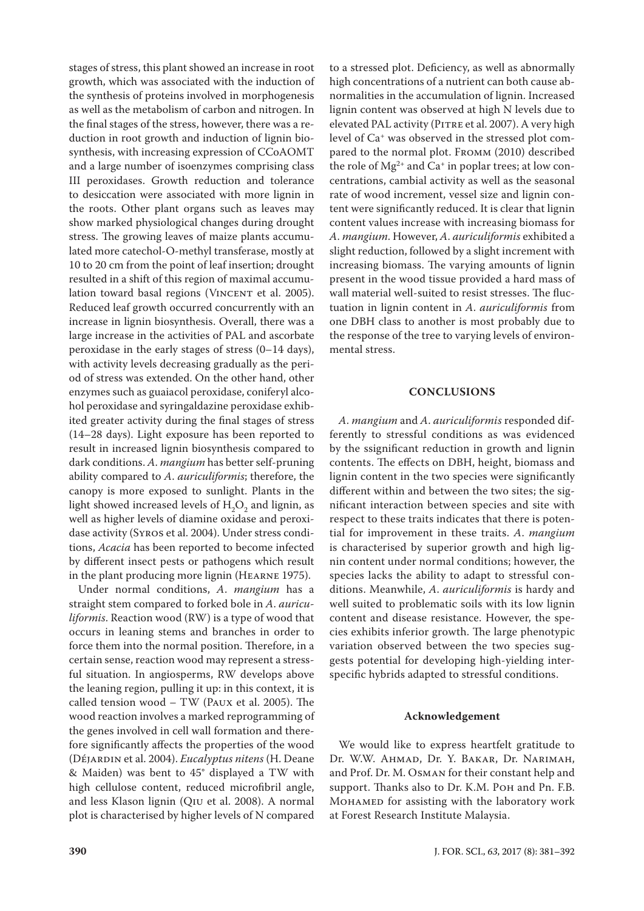stages of stress, this plant showed an increase in root growth, which was associated with the induction of the synthesis of proteins involved in morphogenesis as well as the metabolism of carbon and nitrogen. In the final stages of the stress, however, there was a reduction in root growth and induction of lignin biosynthesis, with increasing expression of CCoAOMT and a large number of isoenzymes comprising class III peroxidases. Growth reduction and tolerance to desiccation were associated with more lignin in the roots. Other plant organs such as leaves may show marked physiological changes during drought stress. The growing leaves of maize plants accumulated more catechol-O-methyl transferase, mostly at 10 to 20 cm from the point of leaf insertion; drought resulted in a shift of this region of maximal accumulation toward basal regions (Vincent et al. 2005). Reduced leaf growth occurred concurrently with an increase in lignin biosynthesis. Overall, there was a large increase in the activities of PAL and ascorbate peroxidase in the early stages of stress (0–14 days), with activity levels decreasing gradually as the period of stress was extended. On the other hand, other enzymes such as guaiacol peroxidase, coniferyl alcohol peroxidase and syringaldazine peroxidase exhibited greater activity during the final stages of stress (14–28 days). Light exposure has been reported to result in increased lignin biosynthesis compared to dark conditions. *A. mangium* has better self-pruning ability compared to *A. auriculiformis*; therefore, the canopy is more exposed to sunlight. Plants in the light showed increased levels of $H_2O_2$ and lignin, as well as higher levels of diamine oxidase and peroxidase activity (Syros et al. 2004). Under stress conditions, *Acacia* has been reported to become infected by different insect pests or pathogens which result in the plant producing more lignin (Hearne 1975).

Under normal conditions, *A. mangium* has a straight stem compared to forked bole in *A. auriculiformis*. Reaction wood (RW) is a type of wood that occurs in leaning stems and branches in order to force them into the normal position. Therefore, in a certain sense, reaction wood may represent a stressful situation. In angiosperms, RW develops above the leaning region, pulling it up: in this context, it is called tension wood – TW (Paux et al. 2005). The wood reaction involves a marked reprogramming of the genes involved in cell wall formation and therefore significantly affects the properties of the wood (Déjardin et al. 2004). *Eucalyptus nitens* (H. Deane & Maiden) was bent to 45° displayed a TW with high cellulose content, reduced microfibril angle, and less Klason lignin (Qiu et al. 2008). A normal plot is characterised by higher levels of N compared to a stressed plot. Deficiency, as well as abnormally high concentrations of a nutrient can both cause abnormalities in the accumulation of lignin. Increased lignin content was observed at high N levels due to elevated PAL activity (Pitre et al. 2007). A very high level of $Ca^{+}$ was observed in the stressed plot compared to the normal plot. Fromm (2010) described the role of $Mg^{2+}$ and $Ca^{+}$ in poplar trees; at low concentrations, cambial activity as well as the seasonal rate of wood increment, vessel size and lignin content were significantly reduced. It is clear that lignin content values increase with increasing biomass for *A. mangium*. However, *A. auriculiformis* exhibited a slight reduction, followed by a slight increment with increasing biomass. The varying amounts of lignin present in the wood tissue provided a hard mass of wall material well-suited to resist stresses. The fluctuation in lignin content in *A. auriculiformis* from one DBH class to another is most probably due to the response of the tree to varying levels of environmental stress.

## CONCLUSIONS

*A. mangium* and *A. auriculiformis* responded differently to stressful conditions as was evidenced by the ssignificant reduction in growth and lignin contents. The effects on DBH, height, biomass and lignin content in the two species were significantly different within and between the two sites; the significant interaction between species and site with respect to these traits indicates that there is potential for improvement in these traits. *A. mangium* is characterised by superior growth and high lignin content under normal conditions; however, the species lacks the ability to adapt to stressful conditions. Meanwhile, *A. auriculiformis* is hardy and well suited to problematic soils with its low lignin content and disease resistance. However, the species exhibits inferior growth. The large phenotypic variation observed between the two species suggests potential for developing high-yielding interspecific hybrids adapted to stressful conditions.

### Acknowledgement

We would like to express heartfelt gratitude to Dr. W.W. Ahmad, Dr. Y. Bakar, Dr. Narimah, and Prof. Dr. M. Osman for their constant help and support. Thanks also to Dr. K.M. Poh and Pn. F.B. Mohamed for assisting with the laboratory work at Forest Research Institute Malaysia.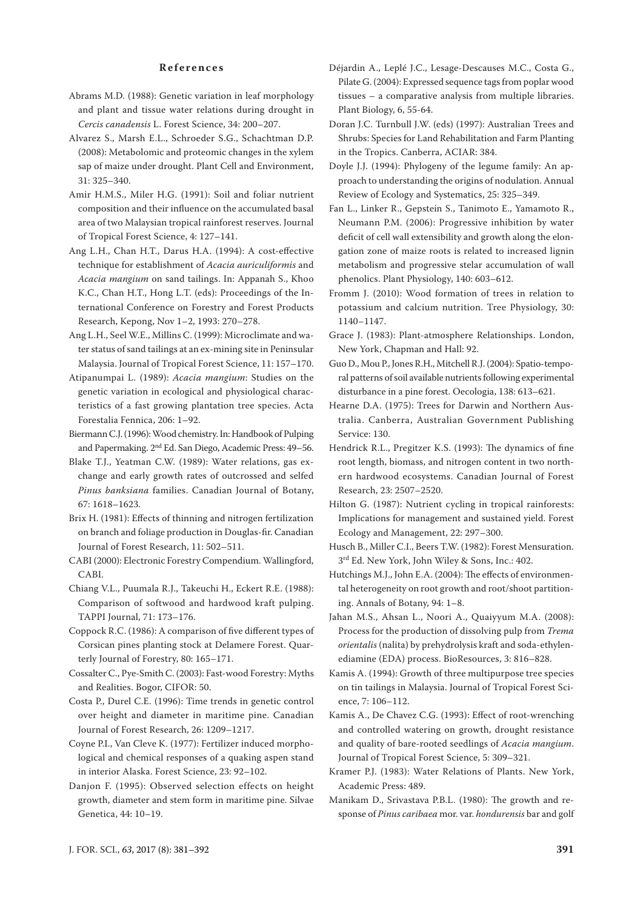## References

Abrams M.D. (1988): Genetic variation in leaf morphology and plant and tissue water relations during drought in *Cercis canadensis* L. Forest Science, 34: 200–207.

Alvarez S., Marsh E.L., Schroeder S.G., Schachtman D.P. (2008): Metabolomic and proteomic changes in the xylem sap of maize under drought. Plant Cell and Environment, 31: 325–340.

Amir H.M.S., Miler H.G. (1991): Soil and foliar nutrient composition and their influence on the accumulated basal area of two Malaysian tropical rainforest reserves. Journal of Tropical Forest Science, 4: 127–141.

Ang L.H., Chan H.T., Darus H.A. (1994): A cost-effective technique for establishment of *Acacia auriculiformis* and *Acacia mangium* on sand tailings. In: Appanah S., Khoo K.C., Chan H.T., Hong L.T. (eds): Proceedings of the International Conference on Forestry and Forest Products Research, Kepong, Nov 1–2, 1993: 270–278.

Ang L.H., Seel W.E., Millins C. (1999): Microclimate and water status of sand tailings at an ex-mining site in Peninsular Malaysia. Journal of Tropical Forest Science, 11: 157–170.

Atipanumpai L. (1989): *Acacia mangium*: Studies on the genetic variation in ecological and physiological characteristics of a fast growing plantation tree species. Acta Forestalia Fennica, 206: 1–92.

Biermann C.J. (1996): Wood chemistry. In: Handbook of Pulping and Papermaking. 2nd Ed. San Diego, Academic Press: 49–56.

Blake T.J., Yeatman C.W. (1989): Water relations, gas exchange and early growth rates of outcrossed and selfed *Pinus banksiana* families. Canadian Journal of Botany, 67: 1618–1623.

Brix H. (1981): Effects of thinning and nitrogen fertilization on branch and foliage production in Douglas-fir. Canadian Journal of Forest Research, 11: 502–511.

CABI (2000): Electronic Forestry Compendium. Wallingford, CABI.

Chiang V.L., Puumala R.J., Takeuchi H., Eckert R.E. (1988): Comparison of softwood and hardwood kraft pulping. TAPPI Journal, 71: 173–176.

Coppock R.C. (1986): A comparison of five different types of Corsican pines planting stock at Delamere Forest. Quarterly Journal of Forestry, 80: 165–171.

Cossalter C., Pye-Smith C. (2003): Fast-wood Forestry: Myths and Realities. Bogor, CIFOR: 50.

Costa P., Durel C.E. (1996): Time trends in genetic control over height and diameter in maritime pine. Canadian Journal of Forest Research, 26: 1209–1217.

Coyne P.I., Van Cleve K. (1977): Fertilizer induced morphological and chemical responses of a quaking aspen stand in interior Alaska. Forest Science, 23: 92–102.

Danjon F. (1995): Observed selection effects on height growth, diameter and stem form in maritime pine. Silvae Genetica, 44: 10–19.

Déjardin A., Leplé J.C., Lesage-Descauses M.C., Costa G., Pilate G. (2004): Expressed sequence tags from poplar wood tissues – a comparative analysis from multiple libraries. Plant Biology, 6, 55-64.

Doran J.C. Turnbull J.W. (eds) (1997): Australian Trees and Shrubs: Species for Land Rehabilitation and Farm Planting in the Tropics. Canberra, ACIAR: 384.

Doyle J.J. (1994): Phylogeny of the legume family: An approach to understanding the origins of nodulation. Annual Review of Ecology and Systematics, 25: 325–349.

Fan L., Linker R., Gepstein S., Tanimoto E., Yamamoto R., Neumann P.M. (2006): Progressive inhibition by water deficit of cell wall extensibility and growth along the elongation zone of maize roots is related to increased lignin metabolism and progressive stelar accumulation of wall phenolics. Plant Physiology, 140: 603–612.

Fromm J. (2010): Wood formation of trees in relation to potassium and calcium nutrition. Tree Physiology, 30: 1140–1147.

Grace J. (1983): Plant-atmosphere Relationships. London, New York, Chapman and Hall: 92.

Guo D., Mou P., Jones R.H., Mitchell R.J. (2004): Spatio-temporal patterns of soil available nutrients following experimental disturbance in a pine forest. Oecologia, 138: 613–621.

Hearne D.A. (1975): Trees for Darwin and Northern Australia. Canberra, Australian Government Publishing Service: 130.

Hendrick R.L., Pregitzer K.S. (1993): The dynamics of fine root length, biomass, and nitrogen content in two northern hardwood ecosystems. Canadian Journal of Forest Research, 23: 2507–2520.

Hilton G. (1987): Nutrient cycling in tropical rainforests: Implications for management and sustained yield. Forest Ecology and Management, 22: 297–300.

Husch B., Miller C.I., Beers T.W. (1982): Forest Mensuration. 3rd Ed. New York, John Wiley & Sons, Inc.: 402.

Hutchings M.J., John E.A. (2004): The effects of environmental heterogeneity on root growth and root/shoot partitioning. Annals of Botany, 94: 1–8.

Jahan M.S., Ahsan L., Noori A., Quaiyyum M.A. (2008): Process for the production of dissolving pulp from *Trema orientalis* (nalita) by prehydrolysis kraft and soda-ethylenediamine (EDA) process. BioResources, 3: 816–828.

Kamis A. (1994): Growth of three multipurpose tree species on tin tailings in Malaysia. Journal of Tropical Forest Science, 7: 106–112.

Kamis A., De Chavez C.G. (1993): Effect of root-wrenching and controlled watering on growth, drought resistance and quality of bare-rooted seedlings of *Acacia mangium*. Journal of Tropical Forest Science, 5: 309–321.

Kramer P.J. (1983): Water Relations of Plants. New York, Academic Press: 489.

Manikam D., Srivastava P.B.L. (1980): The growth and response of *Pinus caribaea* mor. var. *hondurensis* bar and golf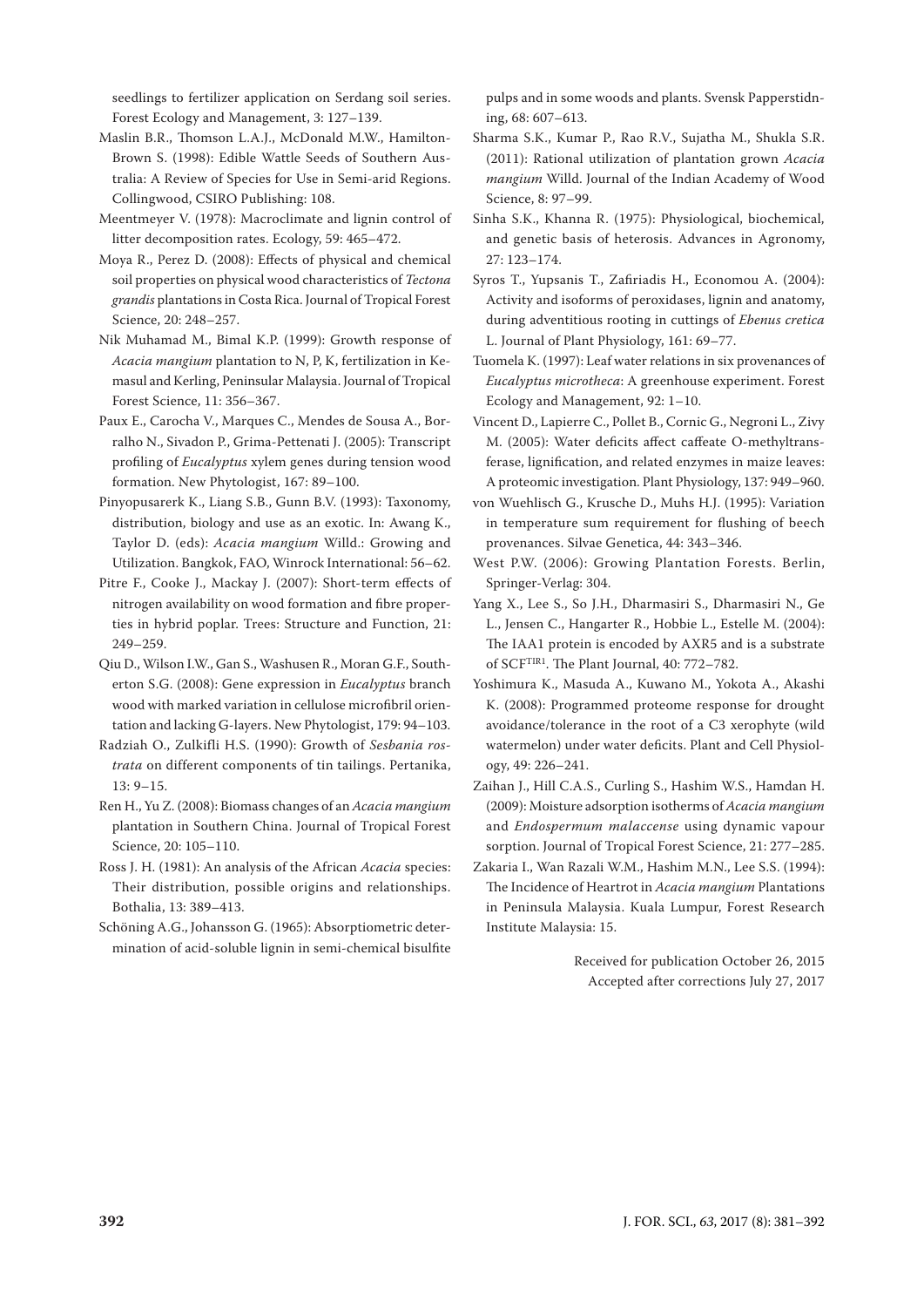seedlings to fertilizer application on Serdang soil series. Forest Ecology and Management, 3: 127–139.

Maslin B.R., Thomson L.A.J., McDonald M.W., Hamilton-Brown S. (1998): Edible Wattle Seeds of Southern Australia: A Review of Species for Use in Semi-arid Regions. Collingwood, CSIRO Publishing: 108.

Meentmeyer V. (1978): Macroclimate and lignin control of litter decomposition rates. Ecology, 59: 465–472.

Moya R., Perez D. (2008): Effects of physical and chemical soil properties on physical wood characteristics of *Tectona grandis* plantations in Costa Rica. Journal of Tropical Forest Science, 20: 248–257.

Nik Muhamad M., Bimal K.P. (1999): Growth response of *Acacia mangium* plantation to N, P, K, fertilization in Kemasul and Kerling, Peninsular Malaysia. Journal of Tropical Forest Science, 11: 356–367.

Paux E., Carocha V., Marques C., Mendes de Sousa A., Borralho N., Sivadon P., Grima-Pettenati J. (2005): Transcript profiling of *Eucalyptus* xylem genes during tension wood formation. New Phytologist, 167: 89–100.

Pinyopusarerk K., Liang S.B., Gunn B.V. (1993): Taxonomy, distribution, biology and use as an exotic. In: Awang K., Taylor D. (eds): *Acacia mangium* Willd.: Growing and Utilization. Bangkok, FAO, Winrock International: 56–62.

Pitre F., Cooke J., Mackay J. (2007): Short-term effects of nitrogen availability on wood formation and fibre properties in hybrid poplar. Trees: Structure and Function, 21: 249–259.

Qiu D., Wilson I.W., Gan S., Washusen R., Moran G.F., Southerton S.G. (2008): Gene expression in *Eucalyptus* branch wood with marked variation in cellulose microfibril orientation and lacking G-layers. New Phytologist, 179: 94–103.

Radziah O., Zulkifli H.S. (1990): Growth of *Sesbania rostrata* on different components of tin tailings. Pertanika, 13: 9–15.

Ren H., Yu Z. (2008): Biomass changes of an *Acacia mangium* plantation in Southern China. Journal of Tropical Forest Science, 20: 105–110.

Ross J. H. (1981): An analysis of the African *Acacia* species: Their distribution, possible origins and relationships. Bothalia, 13: 389–413.

Schöning A.G., Johansson G. (1965): Absorptiometric determination of acid-soluble lignin in semi-chemical bisulfite pulps and in some woods and plants. Svensk Papperstidning, 68: 607–613.

Sharma S.K., Kumar P., Rao R.V., Sujatha M., Shukla S.R. (2011): Rational utilization of plantation grown *Acacia mangium* Willd. Journal of the Indian Academy of Wood Science, 8: 97–99.

Sinha S.K., Khanna R. (1975): Physiological, biochemical, and genetic basis of heterosis. Advances in Agronomy, 27: 123–174.

Syros T., Yupsanis T., Zafiriadis H., Economou A. (2004): Activity and isoforms of peroxidases, lignin and anatomy, during adventitious rooting in cuttings of *Ebenus cretica* L. Journal of Plant Physiology, 161: 69–77.

Tuomela K. (1997): Leaf water relations in six provenances of *Eucalyptus microtheca*: A greenhouse experiment. Forest Ecology and Management, 92: 1–10.

Vincent D., Lapierre C., Pollet B., Cornic G., Negroni L., Zivy M. (2005): Water deficits affect caffeate O-methyltransferase, lignification, and related enzymes in maize leaves: A proteomic investigation. Plant Physiology, 137: 949–960.

von Wuehlisch G., Krusche D., Muhs H.J. (1995): Variation in temperature sum requirement for flushing of beech provenances. Silvae Genetica, 44: 343–346.

West P.W. (2006): Growing Plantation Forests. Berlin, Springer-Verlag: 304.

Yang X., Lee S., So J.H., Dharmasiri S., Dharmasiri N., Ge L., Jensen C., Hangarter R., Hobbie L., Estelle M. (2004): The IAA1 protein is encoded by AXR5 and is a substrate of $SCF^{TIR1}$. The Plant Journal, 40: 772–782.

Yoshimura K., Masuda A., Kuwano M., Yokota A., Akashi K. (2008): Programmed proteome response for drought avoidance/tolerance in the root of a C3 xerophyte (wild watermelon) under water deficits. Plant and Cell Physiology, 49: 226–241.

Zaihan J., Hill C.A.S., Curling S., Hashim W.S., Hamdan H. (2009): Moisture adsorption isotherms of *Acacia mangium* and *Endospermum malaccense* using dynamic vapour sorption. Journal of Tropical Forest Science, 21: 277–285.

Zakaria I., Wan Razali W.M., Hashim M.N., Lee S.S. (1994): The Incidence of Heartrot in *Acacia mangium* Plantations in Peninsula Malaysia. Kuala Lumpur, Forest Research Institute Malaysia: 15.

Received for publication October 26, 2015
Accepted after corrections July 27, 2017